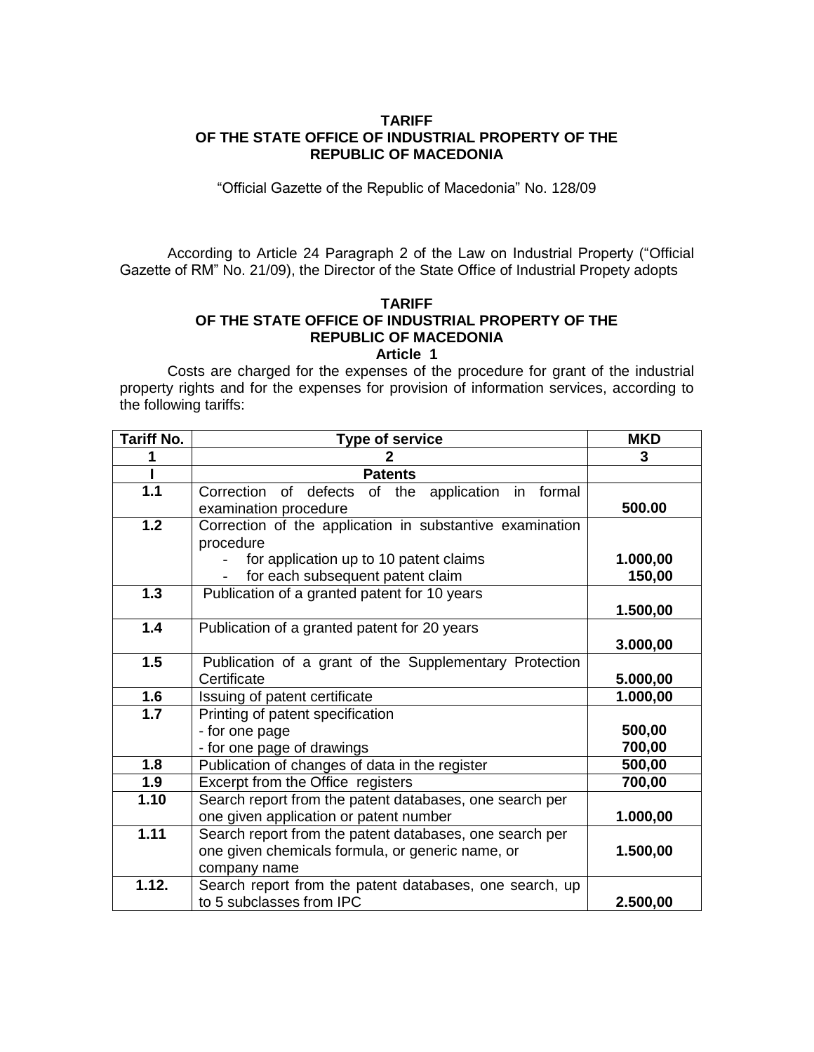**TARIFF**
**OF THE STATE OFFICE OF INDUSTRIAL PROPERTY OF THE REPUBLIC OF MACEDONIA**

"Official Gazette of the Republic of Macedonia" No. 128/09

According to Article 24 Paragraph 2 of the Law on Industrial Property ("Official Gazette of RM" No. 21/09), the Director of the State Office of Industrial Propety adopts

# TARIFF OF THE STATE OFFICE OF INDUSTRIAL PROPERTY OF THE REPUBLIC OF MACEDONIA

## Article 1

Costs are charged for the expenses of the procedure for grant of the industrial property rights and for the expenses for provision of information services, according to the following tariffs:

| Tariff No. | Type of service | MKD |
|---|---|---|
| **1** | **2** | **3** |
| **I** | **Patents** | |
| **1.1** | Correction of defects of the application in formal examination procedure | **500.00** |
| **1.2** | Correction of the application in substantive examination procedure<br>- for application up to 10 patent claims<br>- for each subsequent patent claim | <br><br>**1.000,00**<br>**150,00** |
| **1.3** | Publication of a granted patent for 10 years | **1.500,00** |
| **1.4** | Publication of a granted patent for 20 years | **3.000,00** |
| **1.5** | Publication of a grant of the Supplementary Protection Certificate | **5.000,00** |
| **1.6** | Issuing of patent certificate | **1.000,00** |
| **1.7** | Printing of patent specification<br>- for one page<br>- for one page of drawings | <br>**500,00**<br>**700,00** |
| **1.8** | Publication of changes of data in the register | **500,00** |
| **1.9** | Excerpt from the Office registers | **700,00** |
| **1.10** | Search report from the patent databases, one search per one given application or patent number | **1.000,00** |
| **1.11** | Search report from the patent databases, one search per one given chemicals formula, or generic name, or company name | **1.500,00** |
| **1.12.** | Search report from the patent databases, one search, up to 5 subclasses from IPC | **2.500,00** |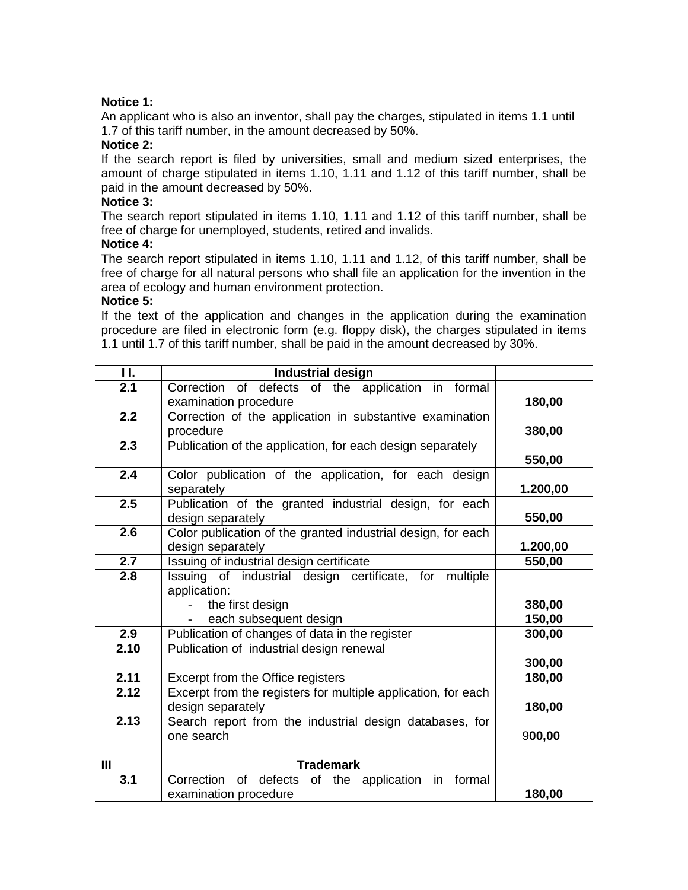**Notice 1:**
An applicant who is also an inventor, shall pay the charges, stipulated in items 1.1 until 1.7 of this tariff number, in the amount decreased by 50%.

**Notice 2:**
If the search report is filed by universities, small and medium sized enterprises, the amount of charge stipulated in items 1.10, 1.11 and 1.12 of this tariff number, shall be paid in the amount decreased by 50%.

**Notice 3:**
The search report stipulated in items 1.10, 1.11 and 1.12 of this tariff number, shall be free of charge for unemployed, students, retired and invalids.

**Notice 4:**
The search report stipulated in items 1.10, 1.11 and 1.12, of this tariff number, shall be free of charge for all natural persons who shall file an application for the invention in the area of ecology and human environment protection.

**Notice 5:**
If the text of the application and changes in the application during the examination procedure are filed in electronic form (e.g. floppy disk), the charges stipulated in items 1.1 until 1.7 of this tariff number, shall be paid in the amount decreased by 30%.

| **I I.** | **Industrial design** | |
|---|---|---|
| **2.1** | Correction of defects of the application in formal examination procedure | **180,00** |
| **2.2** | Correction of the application in substantive examination procedure | **380,00** |
| **2.3** | Publication of the application, for each design separately | **550,00** |
| **2.4** | Color publication of the application, for each design separately | **1.200,00** |
| **2.5** | Publication of the granted industrial design, for each design separately | **550,00** |
| **2.6** | Color publication of the granted industrial design, for each design separately | **1.200,00** |
| **2.7** | Issuing of industrial design certificate | **550,00** |
| **2.8** | Issuing of industrial design certificate, for multiple application:<br>- the first design<br>- each subsequent design | <br><br>**380,00**<br>**150,00** |
| **2.9** | Publication of changes of data in the register | **300,00** |
| **2.10** | Publication of industrial design renewal | **300,00** |
| **2.11** | Excerpt from the Office registers | **180,00** |
| **2.12** | Excerpt from the registers for multiple application, for each design separately | **180,00** |
| **2.13** | Search report from the industrial design databases, for one search | 9**00,00** |
| | | |
| **III** | **Trademark** | |
| **3.1** | Correction of defects of the application in formal examination procedure | **180,00** |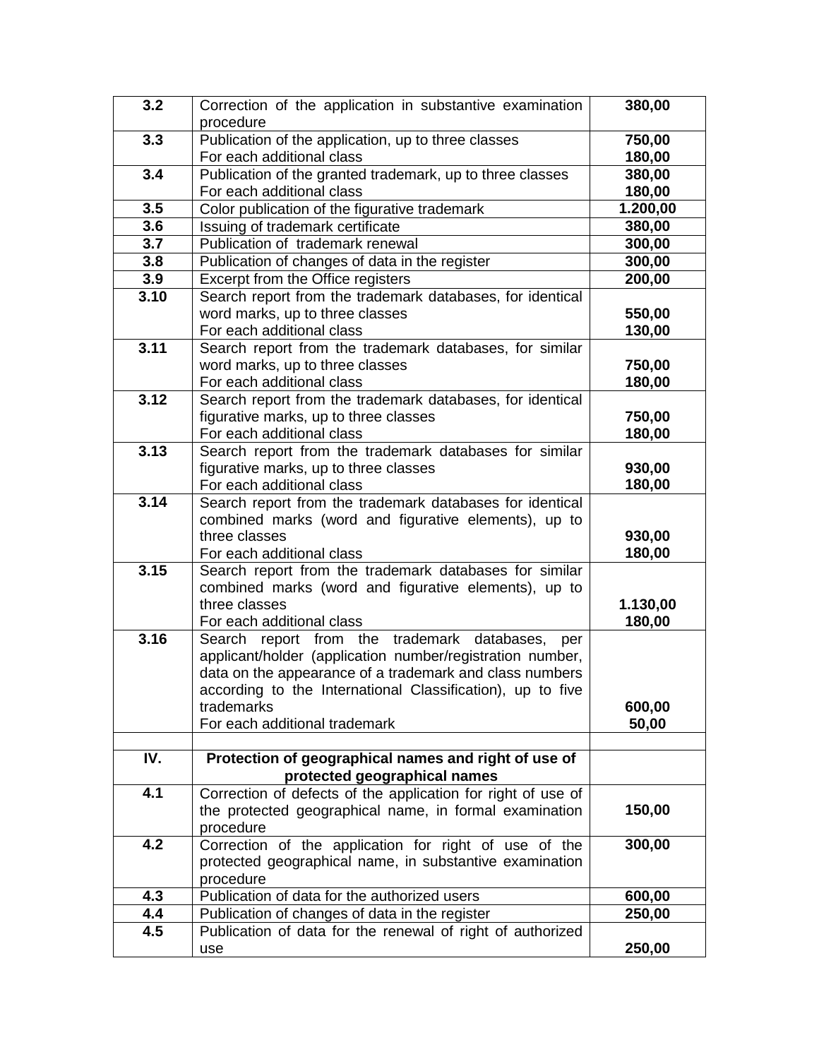| | | |
|---|---|---|
| **3.2** | Correction of the application in substantive examination procedure | **380,00** |
| **3.3** | Publication of the application, up to three classes<br>For each additional class | **750,00**<br>**180,00** |
| **3.4** | Publication of the granted trademark, up to three classes<br>For each additional class | **380,00**<br>**180,00** |
| **3.5** | Color publication of the figurative trademark | **1.200,00** |
| **3.6** | Issuing of trademark certificate | **380,00** |
| **3.7** | Publication of trademark renewal | **300,00** |
| **3.8** | Publication of changes of data in the register | **300,00** |
| **3.9** | Excerpt from the Office registers | **200,00** |
| **3.10** | Search report from the trademark databases, for identical word marks, up to three classes<br>For each additional class | **550,00**<br>**130,00** |
| **3.11** | Search report from the trademark databases, for similar word marks, up to three classes<br>For each additional class | **750,00**<br>**180,00** |
| **3.12** | Search report from the trademark databases, for identical figurative marks, up to three classes<br>For each additional class | **750,00**<br>**180,00** |
| **3.13** | Search report from the trademark databases for similar figurative marks, up to three classes<br>For each additional class | **930,00**<br>**180,00** |
| **3.14** | Search report from the trademark databases for identical combined marks (word and figurative elements), up to three classes<br>For each additional class | **930,00**<br>**180,00** |
| **3.15** | Search report from the trademark databases for similar combined marks (word and figurative elements), up to three classes<br>For each additional class | **1.130,00**<br>**180,00** |
| **3.16** | Search report from the trademark databases, per applicant/holder (application number/registration number, data on the appearance of a trademark and class numbers according to the International Classification), up to five trademarks<br>For each additional trademark | **600,00**<br>**50,00** |
| | | |
| **IV.** | **Protection of geographical names and right of use of protected geographical names** | |
| **4.1** | Correction of defects of the application for right of use of the protected geographical name, in formal examination procedure | **150,00** |
| **4.2** | Correction of the application for right of use of the protected geographical name, in substantive examination procedure | **300,00** |
| **4.3** | Publication of data for the authorized users | **600,00** |
| **4.4** | Publication of changes of data in the register | **250,00** |
| **4.5** | Publication of data for the renewal of right of authorized use | **250,00** |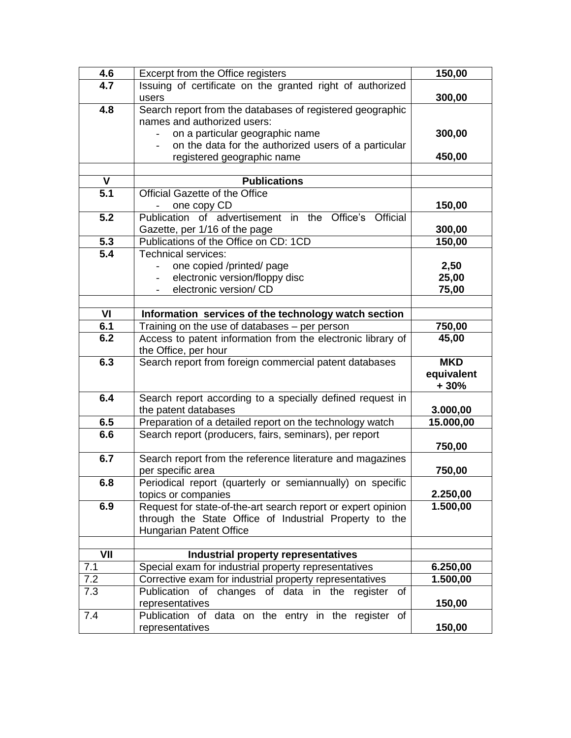| | | |
|---|---|---|
| **4.6** | Excerpt from the Office registers | **150,00** |
| **4.7** | Issuing of certificate on the granted right of authorized users | **300,00** |
| **4.8** | Search report from the databases of registered geographic names and authorized users:<br>- on a particular geographic name<br>- on the data for the authorized users of a particular registered geographic name | <br><br>**300,00**<br><br>**450,00** |
| | | |
| **V** | **Publications** | |
| **5.1** | Official Gazette of the Office<br>- one copy CD | <br>**150,00** |
| **5.2** | Publication of advertisement in the Office's Official Gazette, per 1/16 of the page | **300,00** |
| **5.3** | Publications of the Office on CD: 1CD | **150,00** |
| **5.4** | Technical services:<br>- one copied /printed/ page<br>- electronic version/floppy disc<br>- electronic version/ CD | <br>**2,50**<br>**25,00**<br>**75,00** |
| | | |
| **VI** | **Information services of the technology watch section** | |
| **6.1** | Training on the use of databases – per person | **750,00** |
| **6.2** | Access to patent information from the electronic library of the Office, per hour | **45,00** |
| **6.3** | Search report from foreign commercial patent databases | **MKD equivalent + 30%** |
| **6.4** | Search report according to a specially defined request in the patent databases | **3.000,00** |
| **6.5** | Preparation of a detailed report on the technology watch | **15.000,00** |
| **6.6** | Search report (producers, fairs, seminars), per report | **750,00** |
| **6.7** | Search report from the reference literature and magazines per specific area | **750,00** |
| **6.8** | Periodical report (quarterly or semiannually) on specific topics or companies | **2.250,00** |
| **6.9** | Request for state-of-the-art search report or expert opinion through the State Office of Industrial Property to the Hungarian Patent Office | **1.500,00** |
| | | |
| **VII** | **Industrial property representatives** | |
| 7.1 | Special exam for industrial property representatives | **6.250,00** |
| 7.2 | Corrective exam for industrial property representatives | **1.500,00** |
| 7.3 | Publication of changes of data in the register of representatives | **150,00** |
| 7.4 | Publication of data on the entry in the register of representatives | **150,00** |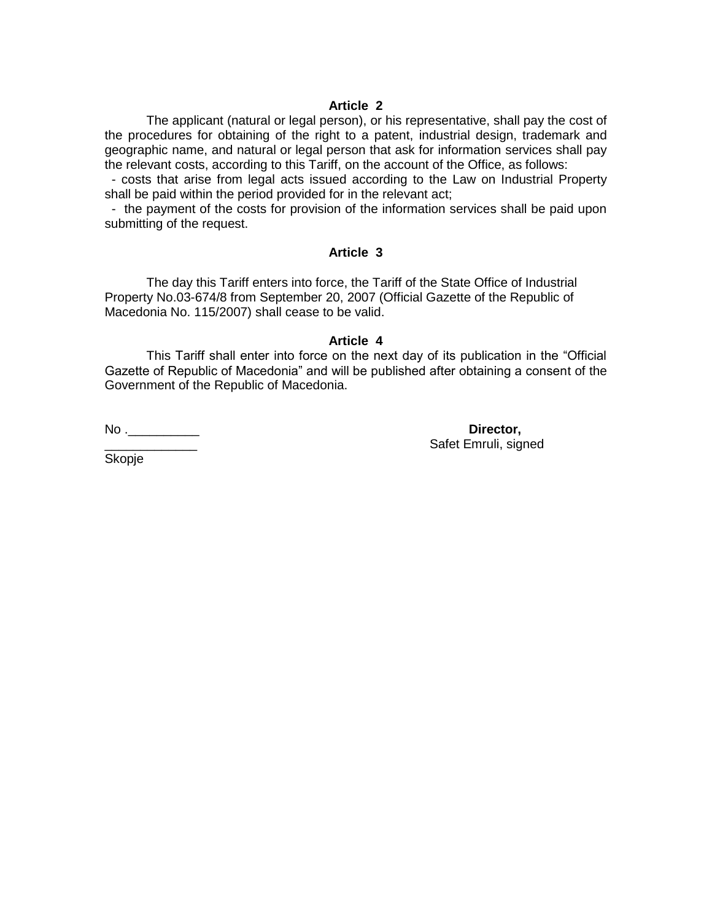**Article 2**

The applicant (natural or legal person), or his representative, shall pay the cost of the procedures for obtaining of the right to a patent, industrial design, trademark and geographic name, and natural or legal person that ask for information services shall pay the relevant costs, according to this Tariff, on the account of the Office, as follows:

- costs that arise from legal acts issued according to the Law on Industrial Property shall be paid within the period provided for in the relevant act;
- the payment of the costs for provision of the information services shall be paid upon submitting of the request.

**Article 3**

The day this Tariff enters into force, the Tariff of the State Office of Industrial Property No.03-674/8 from September 20, 2007 (Official Gazette of the Republic of Macedonia No. 115/2007) shall cease to be valid.

**Article 4**

This Tariff shall enter into force on the next day of its publication in the “Official Gazette of Republic of Macedonia” and will be published after obtaining a consent of the Government of the Republic of Macedonia.

No .__________
_____________
Skopje

**Director,**
Safet Emruli, signed